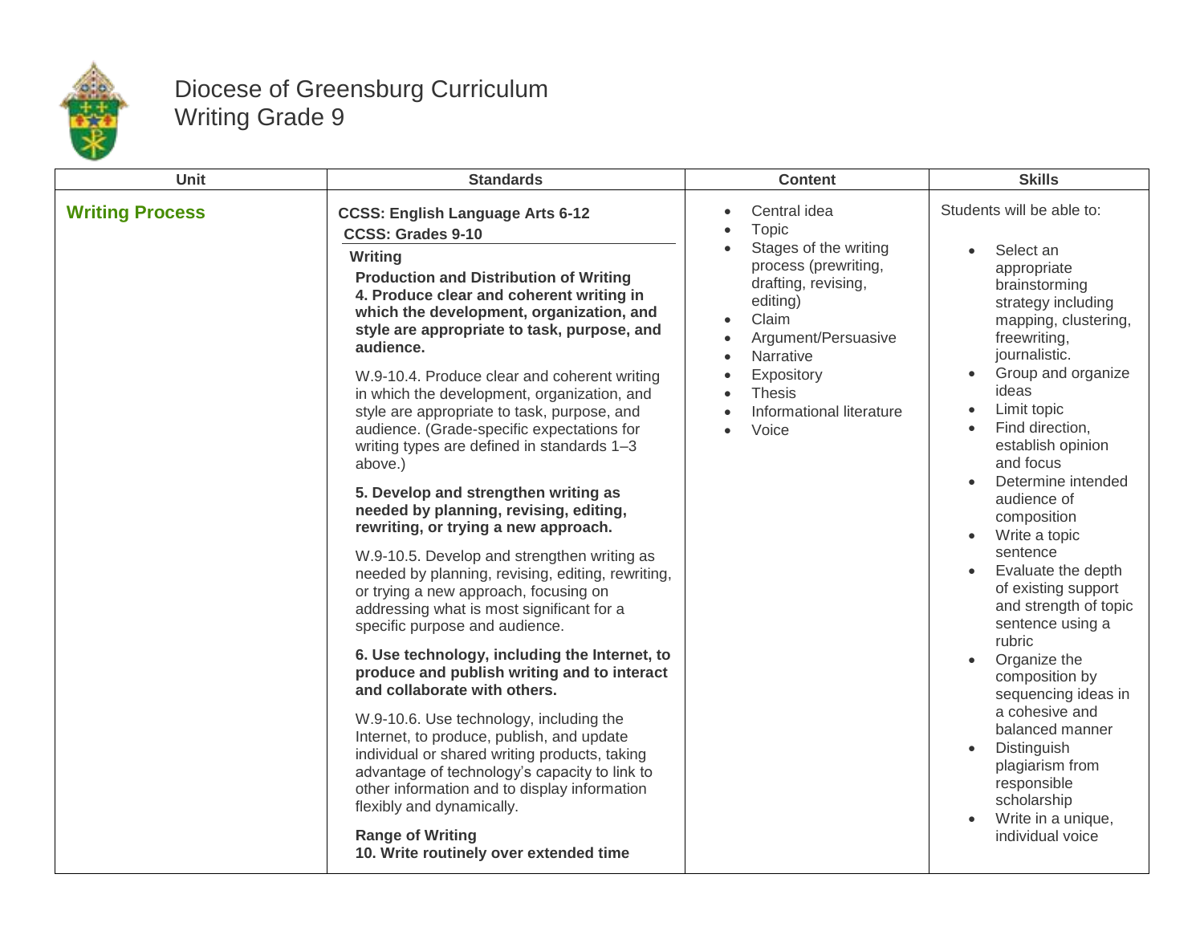# Diocese of Greensburg Curriculum
## Writing Grade 9

| Unit | Standards | Content | Skills |
|---|---|---|---|
| **Writing Process** | **CCSS: English Language Arts 6-12**<br>**CCSS: Grades 9-10**<br>**Writing**<br>**Production and Distribution of Writing**<br>**4. Produce clear and coherent writing in which the development, organization, and style are appropriate to task, purpose, and audience.**<br>W.9-10.4. Produce clear and coherent writing in which the development, organization, and style are appropriate to task, purpose, and audience. (Grade-specific expectations for writing types are defined in standards 1–3 above.)<br>**5. Develop and strengthen writing as needed by planning, revising, editing, rewriting, or trying a new approach.**<br>W.9-10.5. Develop and strengthen writing as needed by planning, revising, editing, rewriting, or trying a new approach, focusing on addressing what is most significant for a specific purpose and audience.<br>**6. Use technology, including the Internet, to produce and publish writing and to interact and collaborate with others.**<br>W.9-10.6. Use technology, including the Internet, to produce, publish, and update individual or shared writing products, taking advantage of technology's capacity to link to other information and to display information flexibly and dynamically.<br>**Range of Writing**<br>**10. Write routinely over extended time** | • Central idea<br>• Topic<br>• Stages of the writing process (prewriting, drafting, revising, editing)<br>• Claim<br>• Argument/Persuasive<br>• Narrative<br>• Expository<br>• Thesis<br>• Informational literature<br>• Voice | Students will be able to:<br>• Select an appropriate brainstorming strategy including mapping, clustering, freewriting, journalistic.<br>• Group and organize ideas<br>• Limit topic<br>• Find direction, establish opinion and focus<br>• Determine intended audience of composition<br>• Write a topic sentence<br>• Evaluate the depth of existing support and strength of topic sentence using a rubric<br>• Organize the composition by sequencing ideas in a cohesive and balanced manner<br>• Distinguish plagiarism from responsible scholarship<br>• Write in a unique, individual voice |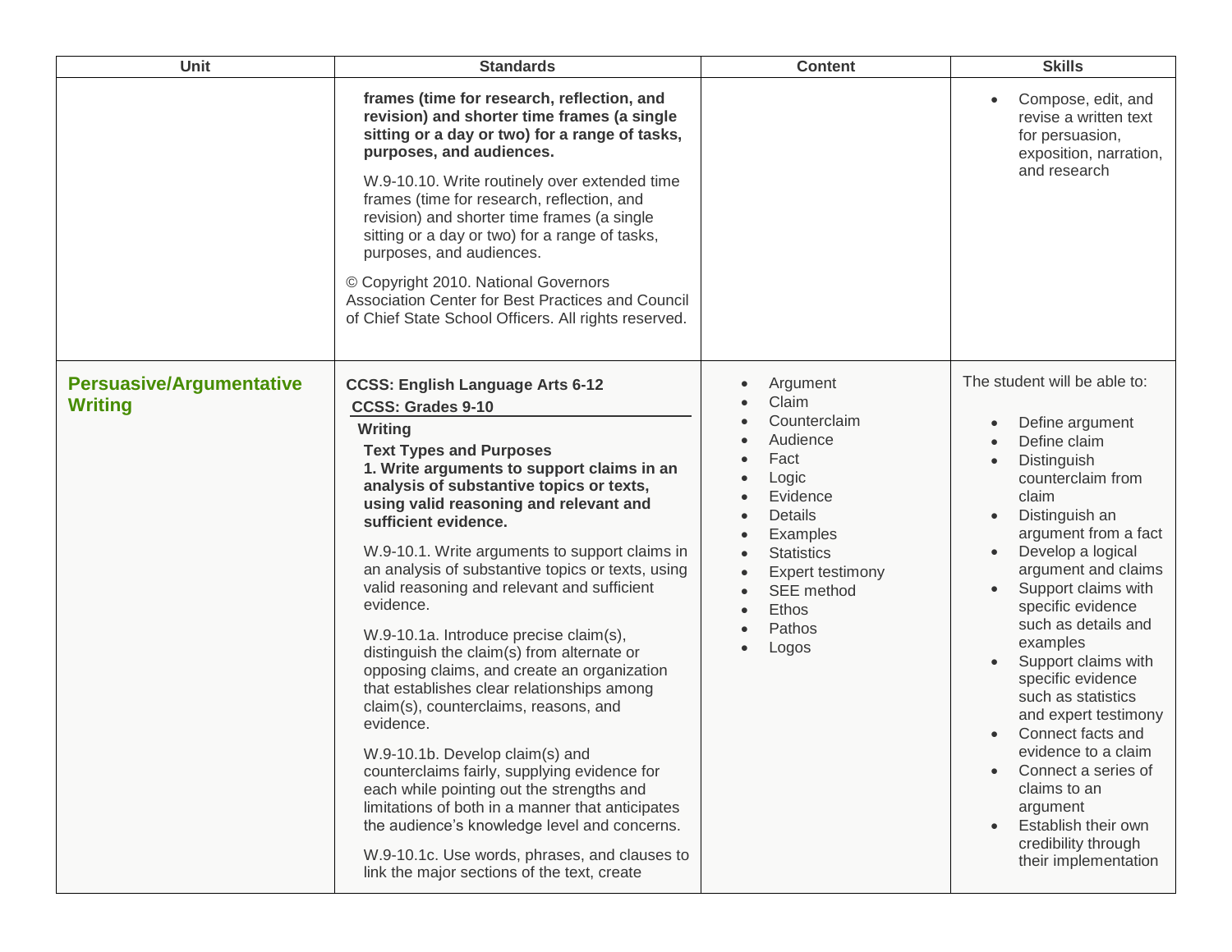| Unit | Standards | Content | Skills |
|---|---|---|---|
| | **frames (time for research, reflection, and revision) and shorter time frames (a single sitting or a day or two) for a range of tasks, purposes, and audiences.**<br><br>W.9-10.10. Write routinely over extended time frames (time for research, reflection, and revision) and shorter time frames (a single sitting or a day or two) for a range of tasks, purposes, and audiences.<br><br>© Copyright 2010. National Governors Association Center for Best Practices and Council of Chief State School Officers. All rights reserved. | | • Compose, edit, and revise a written text for persuasion, exposition, narration, and research |
| **Persuasive/Argumentative Writing** | **CCSS: English Language Arts 6-12**<br>**CCSS: Grades 9-10**<br>**Writing**<br>**Text Types and Purposes**<br>**1. Write arguments to support claims in an analysis of substantive topics or texts, using valid reasoning and relevant and sufficient evidence.**<br><br>W.9-10.1. Write arguments to support claims in an analysis of substantive topics or texts, using valid reasoning and relevant and sufficient evidence.<br><br>W.9-10.1a. Introduce precise claim(s), distinguish the claim(s) from alternate or opposing claims, and create an organization that establishes clear relationships among claim(s), counterclaims, reasons, and evidence.<br><br>W.9-10.1b. Develop claim(s) and counterclaims fairly, supplying evidence for each while pointing out the strengths and limitations of both in a manner that anticipates the audience's knowledge level and concerns.<br><br>W.9-10.1c. Use words, phrases, and clauses to link the major sections of the text, create | • Argument<br>• Claim<br>• Counterclaim<br>• Audience<br>• Fact<br>• Logic<br>• Evidence<br>• Details<br>• Examples<br>• Statistics<br>• Expert testimony<br>• SEE method<br>• Ethos<br>• Pathos<br>• Logos | The student will be able to:<br><br>• Define argument<br>• Define claim<br>• Distinguish counterclaim from claim<br>• Distinguish an argument from a fact<br>• Develop a logical argument and claims<br>• Support claims with specific evidence such as details and examples<br>• Support claims with specific evidence such as statistics and expert testimony<br>• Connect facts and evidence to a claim<br>• Connect a series of claims to an argument<br>• Establish their own credibility through their implementation |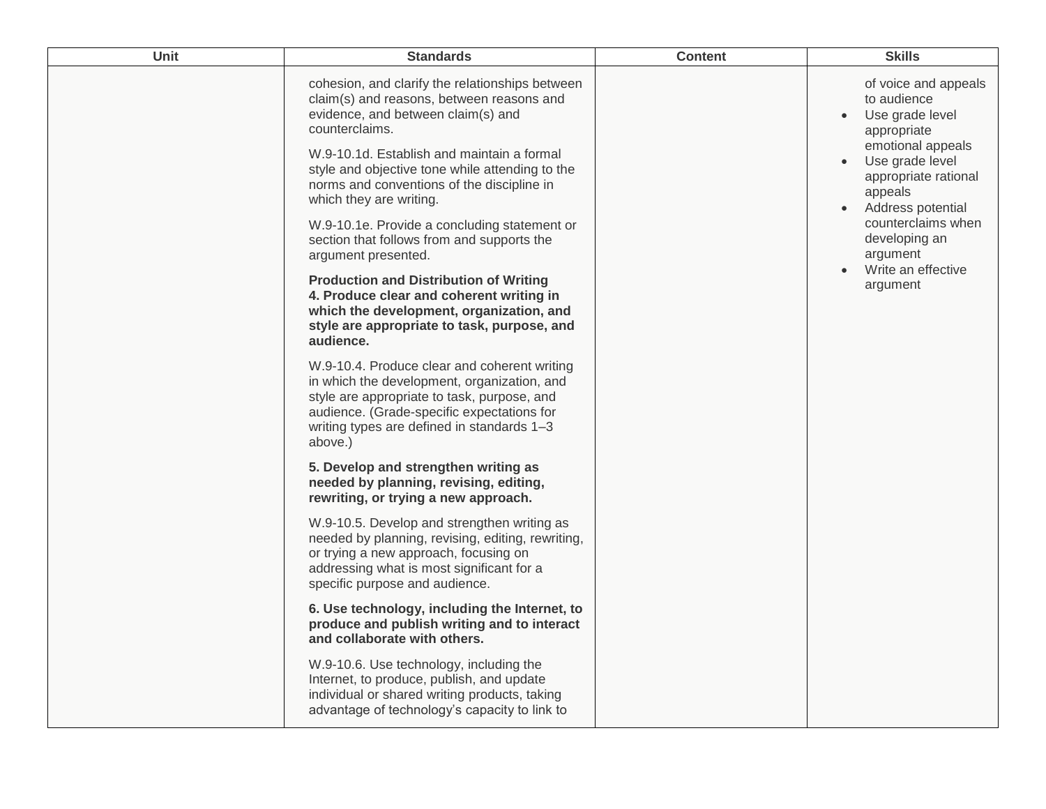| Unit | Standards | Content | Skills |
| --- | --- | --- | --- |
| | cohesion, and clarify the relationships between claim(s) and reasons, between reasons and evidence, and between claim(s) and counterclaims.<br><br>W.9-10.1d. Establish and maintain a formal style and objective tone while attending to the norms and conventions of the discipline in which they are writing.<br><br>W.9-10.1e. Provide a concluding statement or section that follows from and supports the argument presented.<br><br>**Production and Distribution of Writing**<br>**4. Produce clear and coherent writing in which the development, organization, and style are appropriate to task, purpose, and audience.**<br><br>W.9-10.4. Produce clear and coherent writing in which the development, organization, and style are appropriate to task, purpose, and audience. (Grade-specific expectations for writing types are defined in standards 1–3 above.)<br><br>**5. Develop and strengthen writing as needed by planning, revising, editing, rewriting, or trying a new approach.**<br><br>W.9-10.5. Develop and strengthen writing as needed by planning, revising, editing, rewriting, or trying a new approach, focusing on addressing what is most significant for a specific purpose and audience.<br><br>**6. Use technology, including the Internet, to produce and publish writing and to interact and collaborate with others.**<br><br>W.9-10.6. Use technology, including the Internet, to produce, publish, and update individual or shared writing products, taking advantage of technology's capacity to link to | | of voice and appeals to audience<br>• Use grade level appropriate emotional appeals<br>• Use grade level appropriate rational appeals<br>• Address potential counterclaims when developing an argument<br>• Write an effective argument |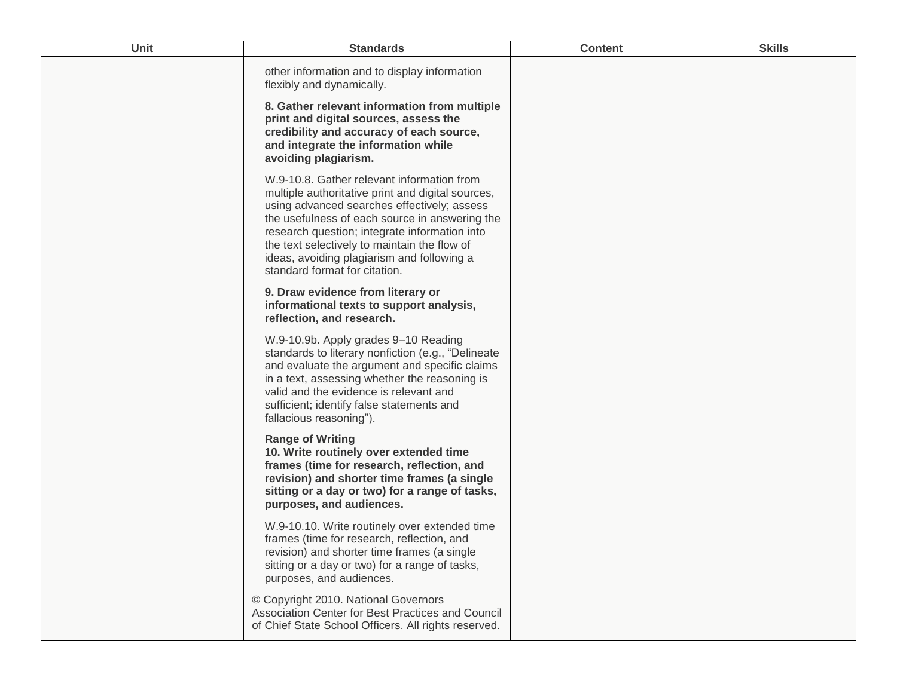| Unit | Standards | Content | Skills |
|---|---|---|---|
| | other information and to display information flexibly and dynamically.<br><br>**8. Gather relevant information from multiple print and digital sources, assess the credibility and accuracy of each source, and integrate the information while avoiding plagiarism.**<br><br>W.9-10.8. Gather relevant information from multiple authoritative print and digital sources, using advanced searches effectively; assess the usefulness of each source in answering the research question; integrate information into the text selectively to maintain the flow of ideas, avoiding plagiarism and following a standard format for citation.<br><br>**9. Draw evidence from literary or informational texts to support analysis, reflection, and research.**<br><br>W.9-10.9b. Apply grades 9–10 Reading standards to literary nonfiction (e.g., "Delineate and evaluate the argument and specific claims in a text, assessing whether the reasoning is valid and the evidence is relevant and sufficient; identify false statements and fallacious reasoning").<br><br>**Range of Writing**<br>**10. Write routinely over extended time frames (time for research, reflection, and revision) and shorter time frames (a single sitting or a day or two) for a range of tasks, purposes, and audiences.**<br><br>W.9-10.10. Write routinely over extended time frames (time for research, reflection, and revision) and shorter time frames (a single sitting or a day or two) for a range of tasks, purposes, and audiences.<br><br>© Copyright 2010. National Governors Association Center for Best Practices and Council of Chief State School Officers. All rights reserved. | | |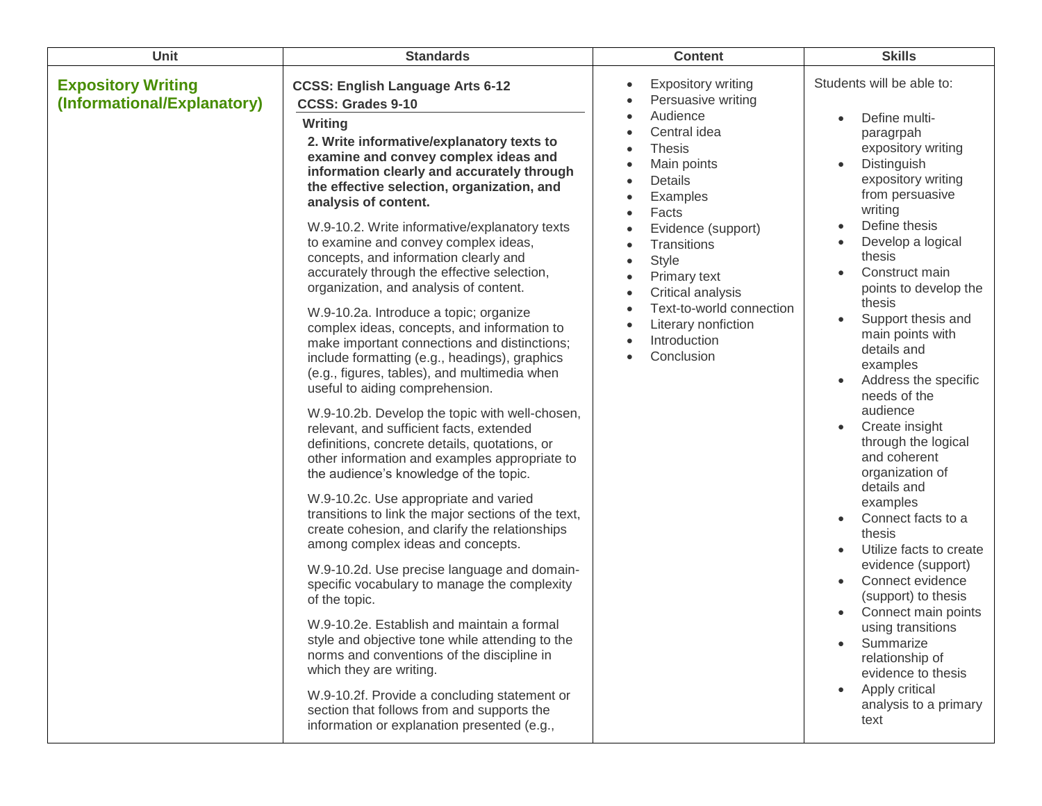| Unit | Standards | Content | Skills |
| --- | --- | --- | --- |
| **Expository Writing (Informational/Explanatory)** | **CCSS: English Language Arts 6-12**<br>**CCSS: Grades 9-10**<br>**Writing**<br>**2. Write informative/explanatory texts to examine and convey complex ideas and information clearly and accurately through the effective selection, organization, and analysis of content.**<br><br>W.9-10.2. Write informative/explanatory texts to examine and convey complex ideas, concepts, and information clearly and accurately through the effective selection, organization, and analysis of content.<br><br>W.9-10.2a. Introduce a topic; organize complex ideas, concepts, and information to make important connections and distinctions; include formatting (e.g., headings), graphics (e.g., figures, tables), and multimedia when useful to aiding comprehension.<br><br>W.9-10.2b. Develop the topic with well-chosen, relevant, and sufficient facts, extended definitions, concrete details, quotations, or other information and examples appropriate to the audience's knowledge of the topic.<br><br>W.9-10.2c. Use appropriate and varied transitions to link the major sections of the text, create cohesion, and clarify the relationships among complex ideas and concepts.<br><br>W.9-10.2d. Use precise language and domain-specific vocabulary to manage the complexity of the topic.<br><br>W.9-10.2e. Establish and maintain a formal style and objective tone while attending to the norms and conventions of the discipline in which they are writing.<br><br>W.9-10.2f. Provide a concluding statement or section that follows from and supports the information or explanation presented (e.g., | • Expository writing<br>• Persuasive writing<br>• Audience<br>• Central idea<br>• Thesis<br>• Main points<br>• Details<br>• Examples<br>• Facts<br>• Evidence (support)<br>• Transitions<br>• Style<br>• Primary text<br>• Critical analysis<br>• Text-to-world connection<br>• Literary nonfiction<br>• Introduction<br>• Conclusion | Students will be able to:<br><br>• Define multi-paragrpah expository writing<br>• Distinguish expository writing from persuasive writing<br>• Define thesis<br>• Develop a logical thesis<br>• Construct main points to develop the thesis<br>• Support thesis and main points with details and examples<br>• Address the specific needs of the audience<br>• Create insight through the logical and coherent organization of details and examples<br>• Connect facts to a thesis<br>• Utilize facts to create evidence (support)<br>• Connect evidence (support) to thesis<br>• Connect main points using transitions<br>• Summarize relationship of evidence to thesis<br>• Apply critical analysis to a primary text |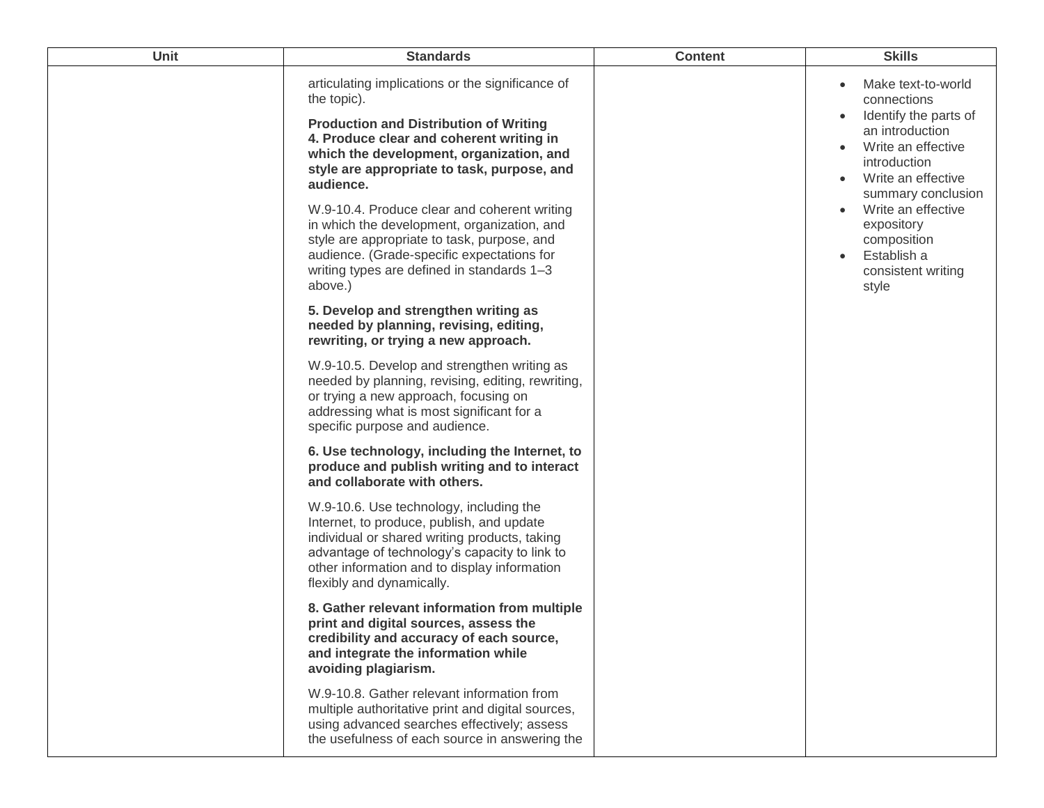| Unit | Standards | Content | Skills |
| --- | --- | --- | --- |
| | articulating implications or the significance of the topic).<br><br>**Production and Distribution of Writing**<br>**4. Produce clear and coherent writing in which the development, organization, and style are appropriate to task, purpose, and audience.**<br><br>W.9-10.4. Produce clear and coherent writing in which the development, organization, and style are appropriate to task, purpose, and audience. (Grade-specific expectations for writing types are defined in standards 1–3 above.)<br><br>**5. Develop and strengthen writing as needed by planning, revising, editing, rewriting, or trying a new approach.**<br><br>W.9-10.5. Develop and strengthen writing as needed by planning, revising, editing, rewriting, or trying a new approach, focusing on addressing what is most significant for a specific purpose and audience.<br><br>**6. Use technology, including the Internet, to produce and publish writing and to interact and collaborate with others.**<br><br>W.9-10.6. Use technology, including the Internet, to produce, publish, and update individual or shared writing products, taking advantage of technology's capacity to link to other information and to display information flexibly and dynamically.<br><br>**8. Gather relevant information from multiple print and digital sources, assess the credibility and accuracy of each source, and integrate the information while avoiding plagiarism.**<br><br>W.9-10.8. Gather relevant information from multiple authoritative print and digital sources, using advanced searches effectively; assess the usefulness of each source in answering the | | • Make text-to-world connections<br>• Identify the parts of an introduction<br>• Write an effective introduction<br>• Write an effective summary conclusion<br>• Write an effective expository composition<br>• Establish a consistent writing style |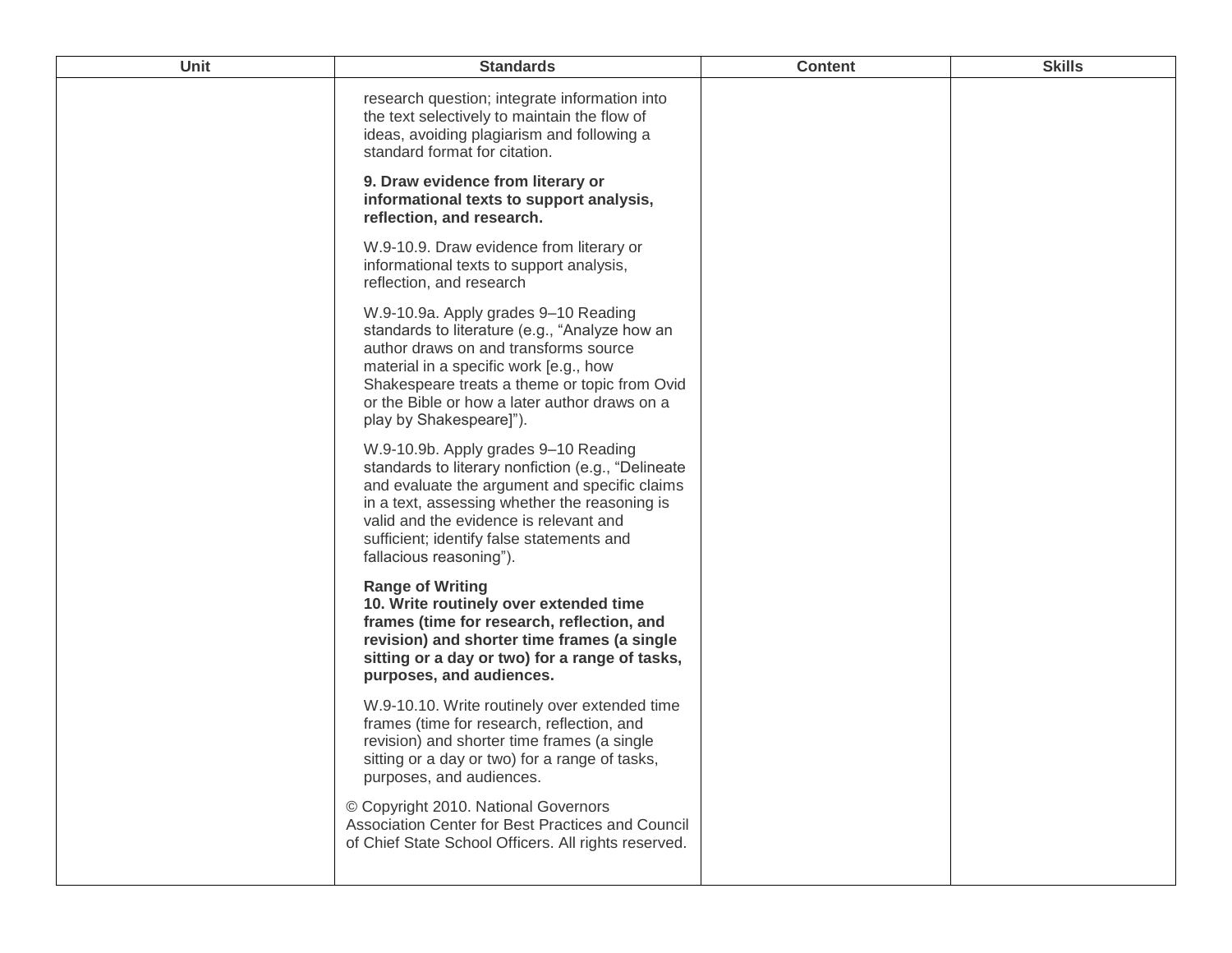| Unit | Standards | Content | Skills |
| --- | --- | --- | --- |
| | research question; integrate information into the text selectively to maintain the flow of ideas, avoiding plagiarism and following a standard format for citation.<br><br>**9. Draw evidence from literary or informational texts to support analysis, reflection, and research.**<br><br>W.9-10.9. Draw evidence from literary or informational texts to support analysis, reflection, and research<br><br>W.9-10.9a. Apply grades 9–10 Reading standards to literature (e.g., "Analyze how an author draws on and transforms source material in a specific work [e.g., how Shakespeare treats a theme or topic from Ovid or the Bible or how a later author draws on a play by Shakespeare]").<br><br>W.9-10.9b. Apply grades 9–10 Reading standards to literary nonfiction (e.g., "Delineate and evaluate the argument and specific claims in a text, assessing whether the reasoning is valid and the evidence is relevant and sufficient; identify false statements and fallacious reasoning").<br><br>**Range of Writing**<br>**10. Write routinely over extended time frames (time for research, reflection, and revision) and shorter time frames (a single sitting or a day or two) for a range of tasks, purposes, and audiences.**<br><br>W.9-10.10. Write routinely over extended time frames (time for research, reflection, and revision) and shorter time frames (a single sitting or a day or two) for a range of tasks, purposes, and audiences.<br><br>© Copyright 2010. National Governors Association Center for Best Practices and Council of Chief State School Officers. All rights reserved. | | |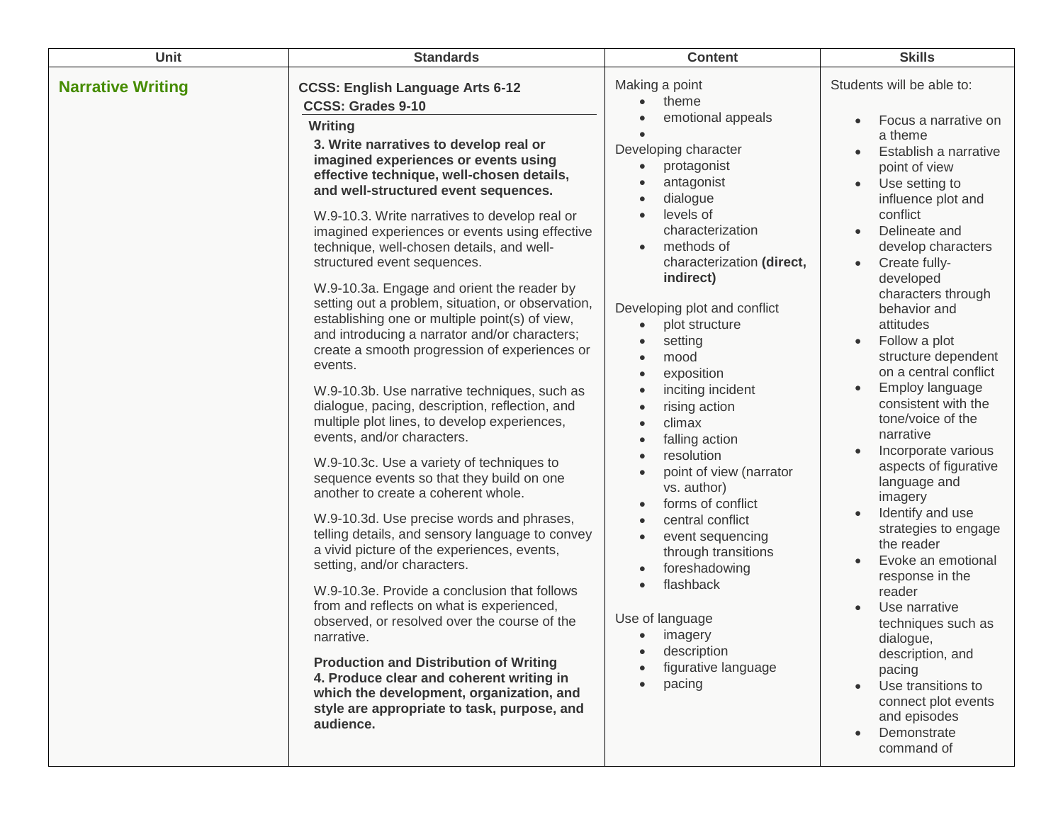| Unit | Standards | Content | Skills |
|---|---|---|---|
| **Narrative Writing** | **CCSS: English Language Arts 6-12**<br>**CCSS: Grades 9-10**<br>**Writing**<br>**3. Write narratives to develop real or imagined experiences or events using effective technique, well-chosen details, and well-structured event sequences.**<br><br>W.9-10.3. Write narratives to develop real or imagined experiences or events using effective technique, well-chosen details, and well-structured event sequences.<br><br>W.9-10.3a. Engage and orient the reader by setting out a problem, situation, or observation, establishing one or multiple point(s) of view, and introducing a narrator and/or characters; create a smooth progression of experiences or events.<br><br>W.9-10.3b. Use narrative techniques, such as dialogue, pacing, description, reflection, and multiple plot lines, to develop experiences, events, and/or characters.<br><br>W.9-10.3c. Use a variety of techniques to sequence events so that they build on one another to create a coherent whole.<br><br>W.9-10.3d. Use precise words and phrases, telling details, and sensory language to convey a vivid picture of the experiences, events, setting, and/or characters.<br><br>W.9-10.3e. Provide a conclusion that follows from and reflects on what is experienced, observed, or resolved over the course of the narrative.<br><br>**Production and Distribution of Writing**<br>**4. Produce clear and coherent writing in which the development, organization, and style are appropriate to task, purpose, and audience.** | Making a point<br>• theme<br>• emotional appeals<br>•<br>Developing character<br>• protagonist<br>• antagonist<br>• dialogue<br>• levels of characterization<br>• methods of characterization **(direct, indirect)**<br><br>Developing plot and conflict<br>• plot structure<br>• setting<br>• mood<br>• exposition<br>• inciting incident<br>• rising action<br>• climax<br>• falling action<br>• resolution<br>• point of view (narrator vs. author)<br>• forms of conflict<br>• central conflict<br>• event sequencing through transitions<br>• foreshadowing<br>• flashback<br><br>Use of language<br>• imagery<br>• description<br>• figurative language<br>• pacing | Students will be able to:<br><br>• Focus a narrative on a theme<br>• Establish a narrative point of view<br>• Use setting to influence plot and conflict<br>• Delineate and develop characters<br>• Create fully-developed characters through behavior and attitudes<br>• Follow a plot structure dependent on a central conflict<br>• Employ language consistent with the tone/voice of the narrative<br>• Incorporate various aspects of figurative language and imagery<br>• Identify and use strategies to engage the reader<br>• Evoke an emotional response in the reader<br>• Use narrative techniques such as dialogue, description, and pacing<br>• Use transitions to connect plot events and episodes<br>• Demonstrate command of |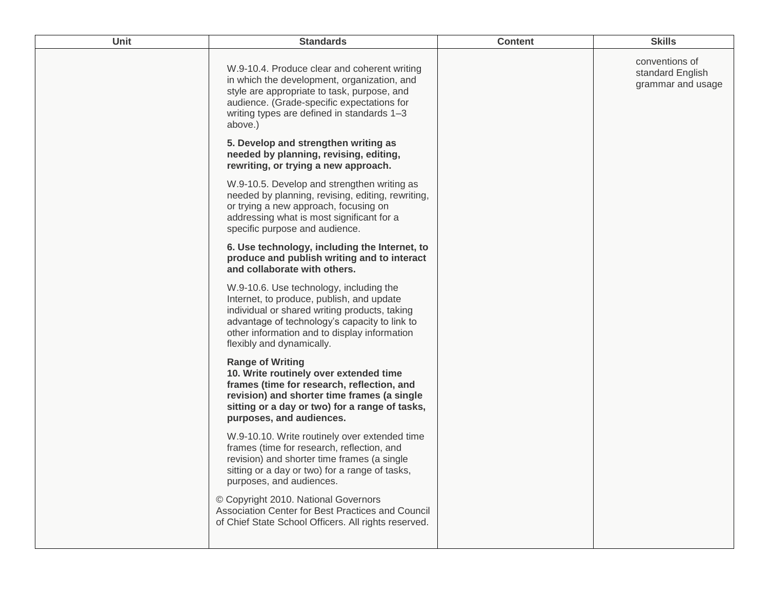| Unit | Standards | Content | Skills |
| --- | --- | --- | --- |
| | W.9-10.4. Produce clear and coherent writing in which the development, organization, and style are appropriate to task, purpose, and audience. (Grade-specific expectations for writing types are defined in standards 1–3 above.)<br><br>**5. Develop and strengthen writing as needed by planning, revising, editing, rewriting, or trying a new approach.**<br><br>W.9-10.5. Develop and strengthen writing as needed by planning, revising, editing, rewriting, or trying a new approach, focusing on addressing what is most significant for a specific purpose and audience.<br><br>**6. Use technology, including the Internet, to produce and publish writing and to interact and collaborate with others.**<br><br>W.9-10.6. Use technology, including the Internet, to produce, publish, and update individual or shared writing products, taking advantage of technology's capacity to link to other information and to display information flexibly and dynamically.<br><br>**Range of Writing**<br>**10. Write routinely over extended time frames (time for research, reflection, and revision) and shorter time frames (a single sitting or a day or two) for a range of tasks, purposes, and audiences.**<br><br>W.9-10.10. Write routinely over extended time frames (time for research, reflection, and revision) and shorter time frames (a single sitting or a day or two) for a range of tasks, purposes, and audiences.<br><br>© Copyright 2010. National Governors Association Center for Best Practices and Council of Chief State School Officers. All rights reserved. | | conventions of standard English grammar and usage |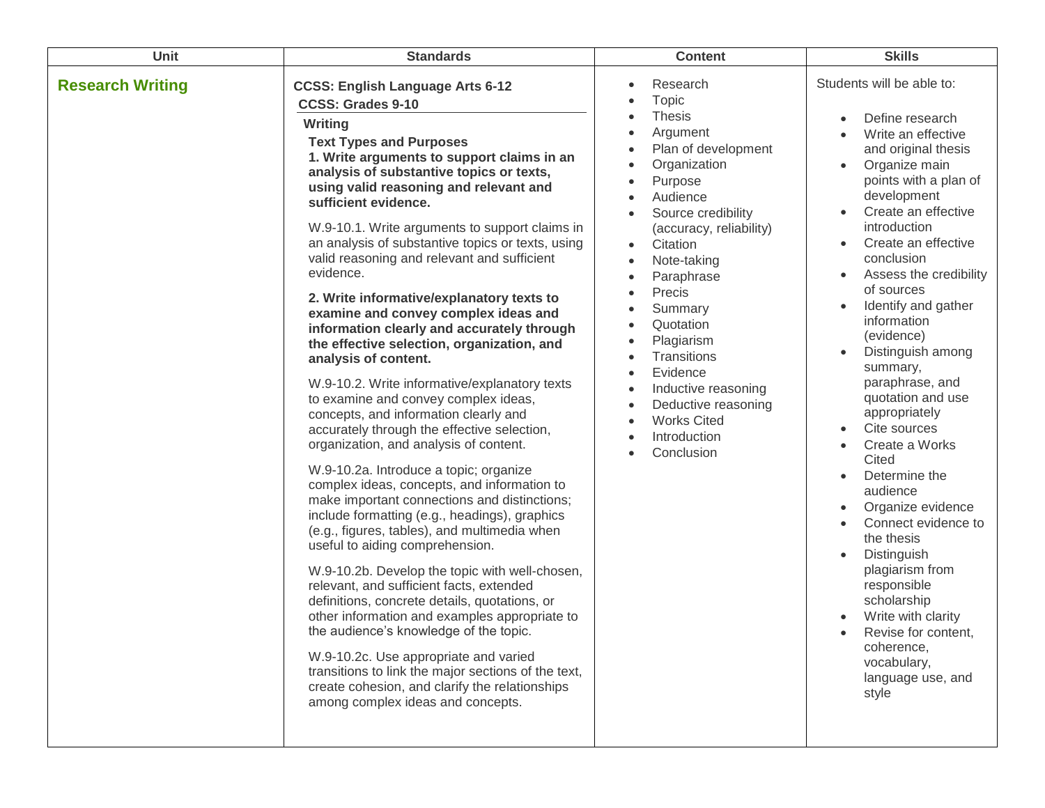| Unit | Standards | Content | Skills |
| --- | --- | --- | --- |
| **Research Writing** | **CCSS: English Language Arts 6-12**<br>**CCSS: Grades 9-10**<br>**Writing**<br>**Text Types and Purposes**<br>**1. Write arguments to support claims in an analysis of substantive topics or texts, using valid reasoning and relevant and sufficient evidence.**<br>W.9-10.1. Write arguments to support claims in an analysis of substantive topics or texts, using valid reasoning and relevant and sufficient evidence.<br>**2. Write informative/explanatory texts to examine and convey complex ideas and information clearly and accurately through the effective selection, organization, and analysis of content.**<br>W.9-10.2. Write informative/explanatory texts to examine and convey complex ideas, concepts, and information clearly and accurately through the effective selection, organization, and analysis of content.<br>W.9-10.2a. Introduce a topic; organize complex ideas, concepts, and information to make important connections and distinctions; include formatting (e.g., headings), graphics (e.g., figures, tables), and multimedia when useful to aiding comprehension.<br>W.9-10.2b. Develop the topic with well-chosen, relevant, and sufficient facts, extended definitions, concrete details, quotations, or other information and examples appropriate to the audience's knowledge of the topic.<br>W.9-10.2c. Use appropriate and varied transitions to link the major sections of the text, create cohesion, and clarify the relationships among complex ideas and concepts. | • Research<br>• Topic<br>• Thesis<br>• Argument<br>• Plan of development<br>• Organization<br>• Purpose<br>• Audience<br>• Source credibility (accuracy, reliability)<br>• Citation<br>• Note-taking<br>• Paraphrase<br>• Precis<br>• Summary<br>• Quotation<br>• Plagiarism<br>• Transitions<br>• Evidence<br>• Inductive reasoning<br>• Deductive reasoning<br>• Works Cited<br>• Introduction<br>• Conclusion | Students will be able to:<br>• Define research<br>• Write an effective and original thesis<br>• Organize main points with a plan of development<br>• Create an effective introduction<br>• Create an effective conclusion<br>• Assess the credibility of sources<br>• Identify and gather information (evidence)<br>• Distinguish among summary, paraphrase, and quotation and use appropriately<br>• Cite sources<br>• Create a Works Cited<br>• Determine the audience<br>• Organize evidence<br>• Connect evidence to the thesis<br>• Distinguish plagiarism from responsible scholarship<br>• Write with clarity<br>• Revise for content, coherence, vocabulary, language use, and style |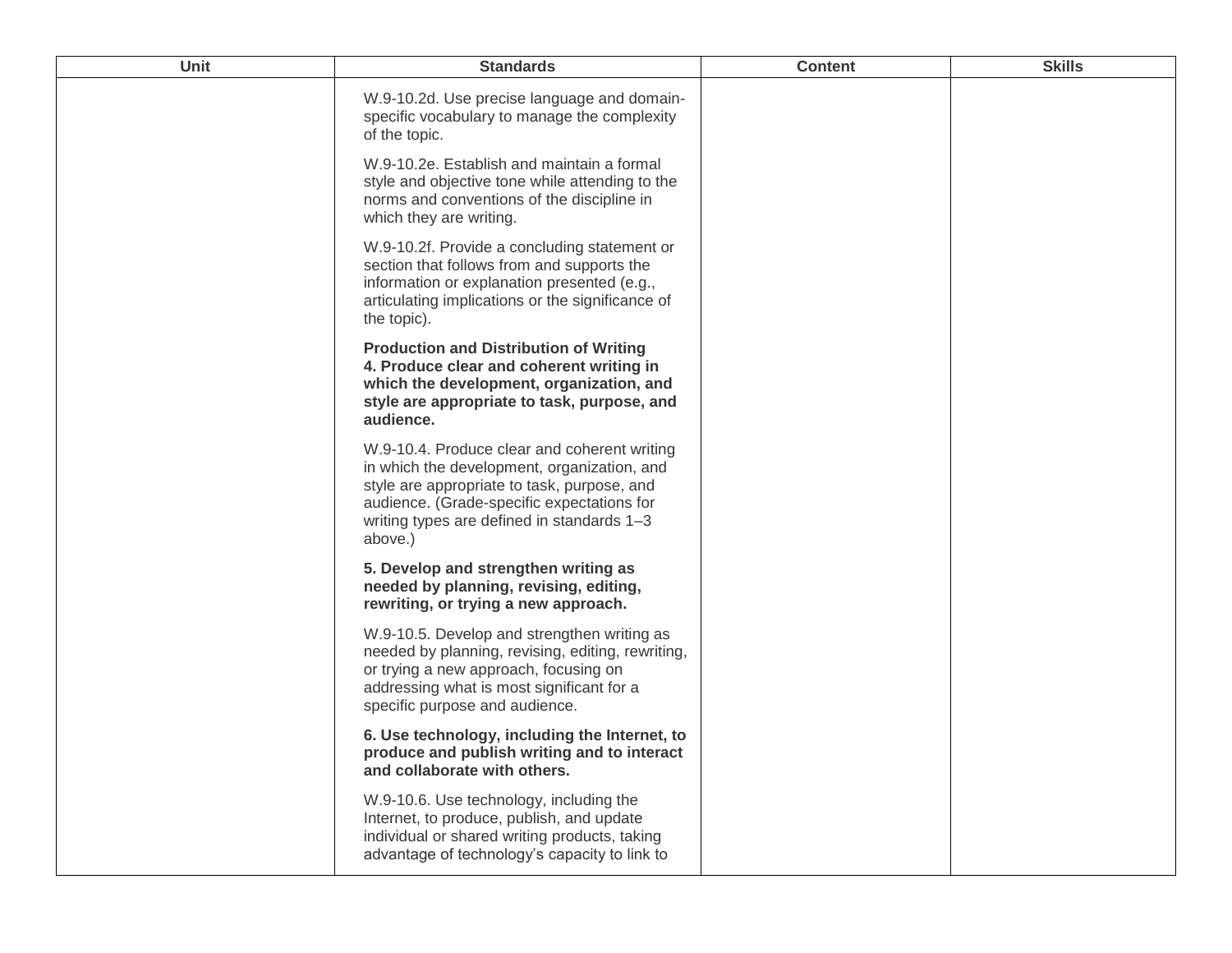| Unit | Standards | Content | Skills |
|---|---|---|---|
| | W.9-10.2d. Use precise language and domain-specific vocabulary to manage the complexity of the topic.<br><br>W.9-10.2e. Establish and maintain a formal style and objective tone while attending to the norms and conventions of the discipline in which they are writing.<br><br>W.9-10.2f. Provide a concluding statement or section that follows from and supports the information or explanation presented (e.g., articulating implications or the significance of the topic).<br><br>**Production and Distribution of Writing**<br>**4. Produce clear and coherent writing in which the development, organization, and style are appropriate to task, purpose, and audience.**<br><br>W.9-10.4. Produce clear and coherent writing in which the development, organization, and style are appropriate to task, purpose, and audience. (Grade-specific expectations for writing types are defined in standards 1–3 above.)<br><br>**5. Develop and strengthen writing as needed by planning, revising, editing, rewriting, or trying a new approach.**<br><br>W.9-10.5. Develop and strengthen writing as needed by planning, revising, editing, rewriting, or trying a new approach, focusing on addressing what is most significant for a specific purpose and audience.<br><br>**6. Use technology, including the Internet, to produce and publish writing and to interact and collaborate with others.**<br><br>W.9-10.6. Use technology, including the Internet, to produce, publish, and update individual or shared writing products, taking advantage of technology's capacity to link to | | |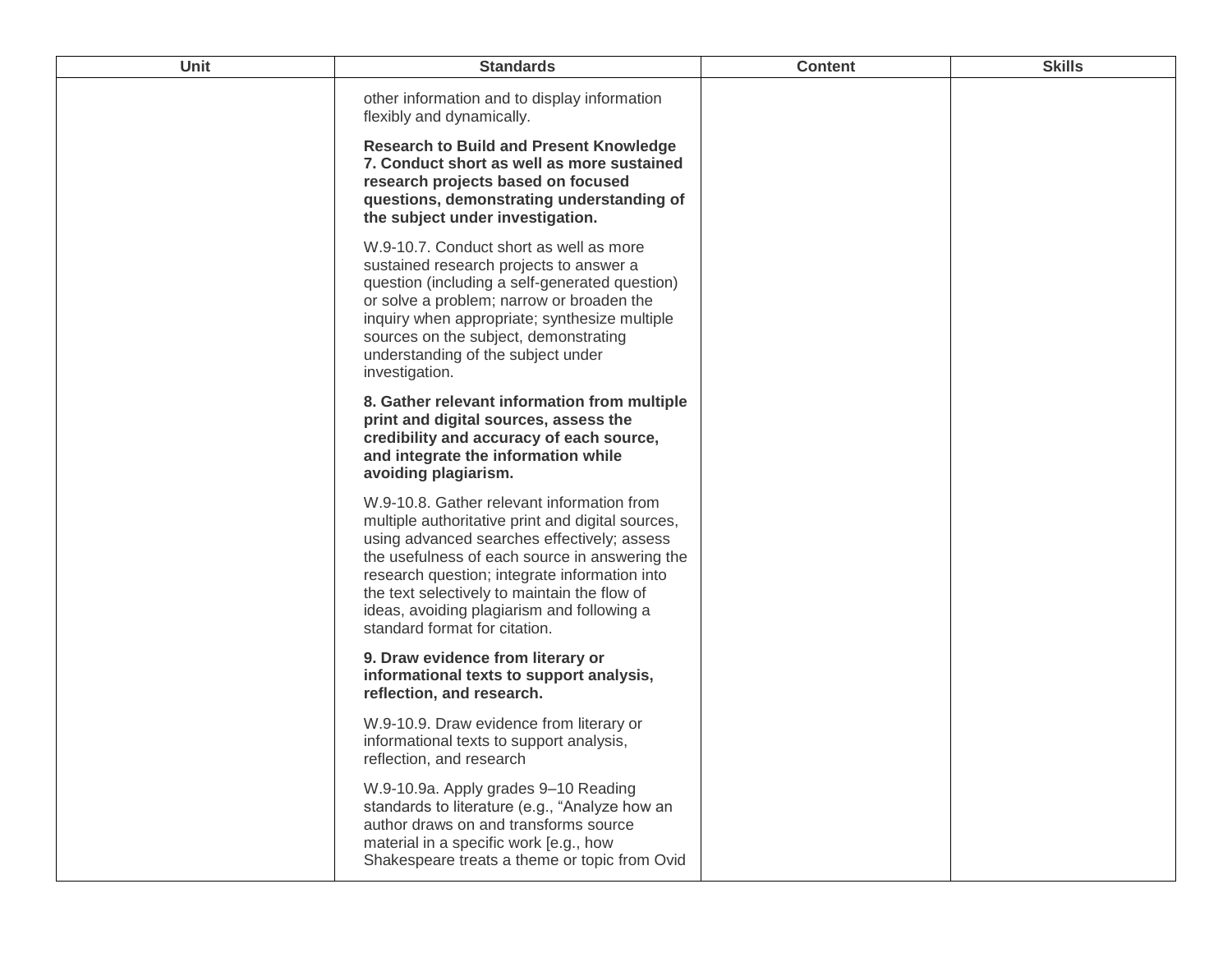| Unit | Standards | Content | Skills |
| --- | --- | --- | --- |
| | other information and to display information flexibly and dynamically.<br><br>**Research to Build and Present Knowledge 7. Conduct short as well as more sustained research projects based on focused questions, demonstrating understanding of the subject under investigation.**<br><br>W.9-10.7. Conduct short as well as more sustained research projects to answer a question (including a self-generated question) or solve a problem; narrow or broaden the inquiry when appropriate; synthesize multiple sources on the subject, demonstrating understanding of the subject under investigation.<br><br>**8. Gather relevant information from multiple print and digital sources, assess the credibility and accuracy of each source, and integrate the information while avoiding plagiarism.**<br><br>W.9-10.8. Gather relevant information from multiple authoritative print and digital sources, using advanced searches effectively; assess the usefulness of each source in answering the research question; integrate information into the text selectively to maintain the flow of ideas, avoiding plagiarism and following a standard format for citation.<br><br>**9. Draw evidence from literary or informational texts to support analysis, reflection, and research.**<br><br>W.9-10.9. Draw evidence from literary or informational texts to support analysis, reflection, and research<br><br>W.9-10.9a. Apply grades 9–10 Reading standards to literature (e.g., "Analyze how an author draws on and transforms source material in a specific work [e.g., how Shakespeare treats a theme or topic from Ovid | | |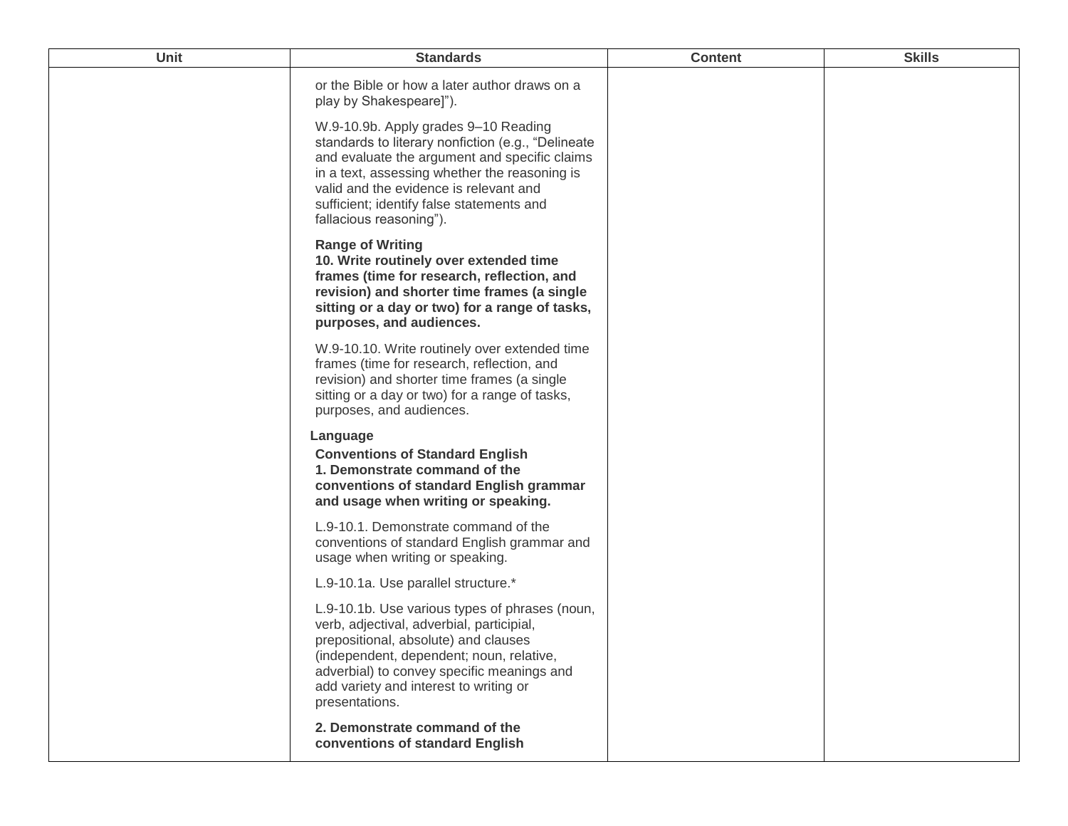| Unit | Standards | Content | Skills |
|---|---|---|---|
| | or the Bible or how a later author draws on a play by Shakespeare]").<br><br>W.9-10.9b. Apply grades 9–10 Reading standards to literary nonfiction (e.g., "Delineate and evaluate the argument and specific claims in a text, assessing whether the reasoning is valid and the evidence is relevant and sufficient; identify false statements and fallacious reasoning").<br><br>**Range of Writing**<br>**10. Write routinely over extended time frames (time for research, reflection, and revision) and shorter time frames (a single sitting or a day or two) for a range of tasks, purposes, and audiences.**<br><br>W.9-10.10. Write routinely over extended time frames (time for research, reflection, and revision) and shorter time frames (a single sitting or a day or two) for a range of tasks, purposes, and audiences.<br><br>**Language**<br>**Conventions of Standard English**<br>**1. Demonstrate command of the conventions of standard English grammar and usage when writing or speaking.**<br><br>L.9-10.1. Demonstrate command of the conventions of standard English grammar and usage when writing or speaking.<br><br>L.9-10.1a. Use parallel structure.*<br><br>L.9-10.1b. Use various types of phrases (noun, verb, adjectival, adverbial, participial, prepositional, absolute) and clauses (independent, dependent; noun, relative, adverbial) to convey specific meanings and add variety and interest to writing or presentations.<br><br>**2. Demonstrate command of the conventions of standard English** | | |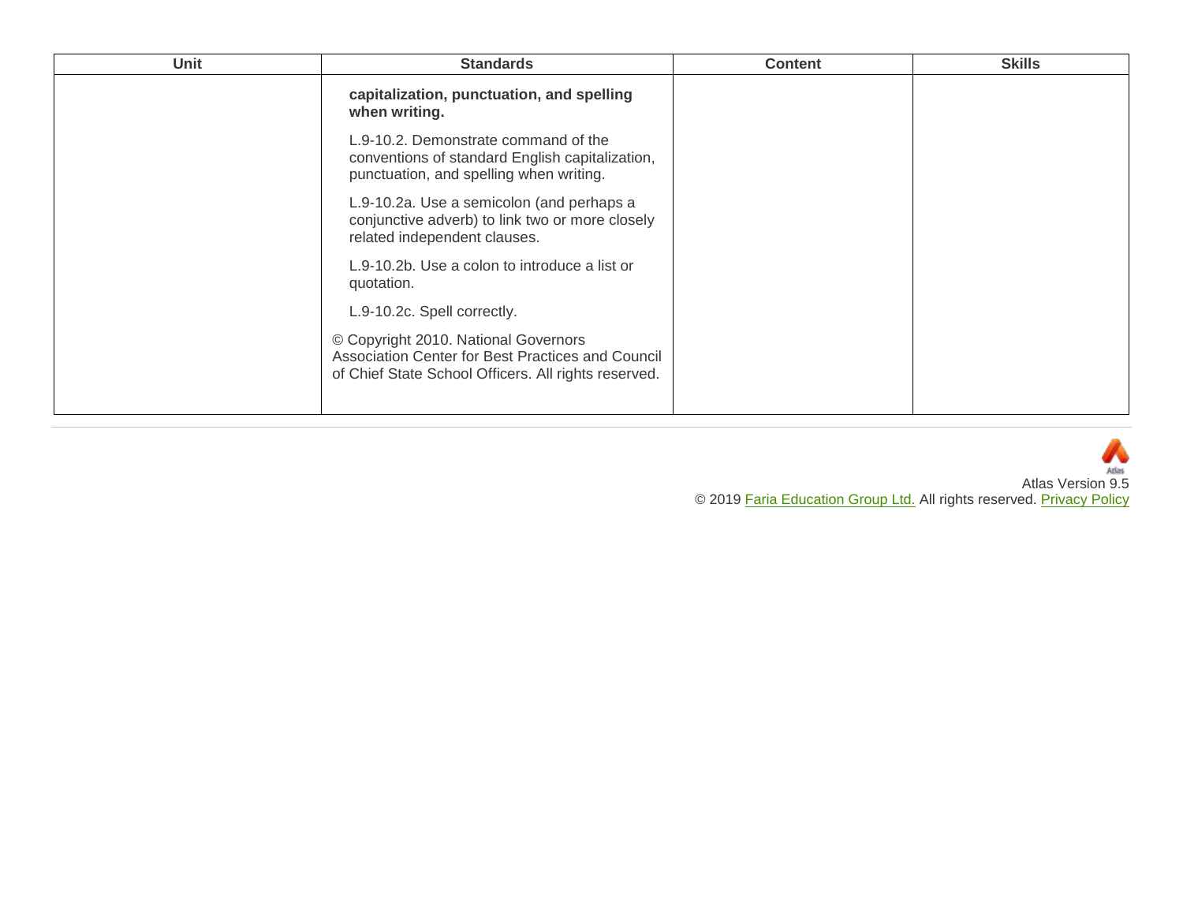| Unit | Standards | Content | Skills |
|---|---|---|---|
| | **capitalization, punctuation, and spelling when writing.**<br><br>L.9-10.2. Demonstrate command of the conventions of standard English capitalization, punctuation, and spelling when writing.<br><br>L.9-10.2a. Use a semicolon (and perhaps a conjunctive adverb) to link two or more closely related independent clauses.<br><br>L.9-10.2b. Use a colon to introduce a list or quotation.<br><br>L.9-10.2c. Spell correctly.<br><br>© Copyright 2010. National Governors Association Center for Best Practices and Council of Chief State School Officers. All rights reserved. | | |

Atlas Version 9.5
© 2019 Faria Education Group Ltd. All rights reserved. Privacy Policy